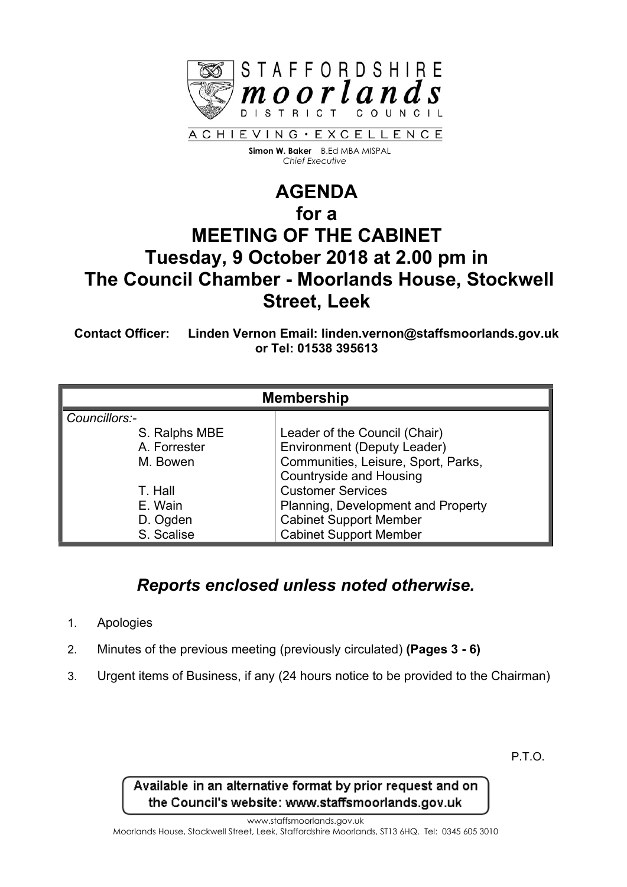STAFFORDSHIRE
**moorlands**
DISTRICT COUNCIL

ACHIEVING • EXCELLENCE

**Simon W. Baker** B.Ed MBA MISPAL
*Chief Executive*

# AGENDA
# for a
# MEETING OF THE CABINET
# Tuesday, 9 October 2018 at 2.00 pm in
# The Council Chamber - Moorlands House, Stockwell Street, Leek

**Contact Officer: Linden Vernon Email: linden.vernon@staffsmoorlands.gov.uk or Tel: 01538 395613**

| **Membership** | |
|---|---|
| *Councillors:-* | |
| S. Ralphs MBE | Leader of the Council (Chair) |
| A. Forrester | Environment (Deputy Leader) |
| M. Bowen | Communities, Leisure, Sport, Parks, Countryside and Housing |
| T. Hall | Customer Services |
| E. Wain | Planning, Development and Property |
| D. Ogden | Cabinet Support Member |
| S. Scalise | Cabinet Support Member |

## *Reports enclosed unless noted otherwise.*

1. Apologies
2. Minutes of the previous meeting (previously circulated) **(Pages 3 - 6)**
3. Urgent items of Business, if any (24 hours notice to be provided to the Chairman)

P.T.O.

Available in an alternative format by prior request and on the Council's website: www.staffsmoorlands.gov.uk

www.staffsmoorlands.gov.uk
Moorlands House, Stockwell Street, Leek, Staffordshire Moorlands, ST13 6HQ. Tel: 0345 605 3010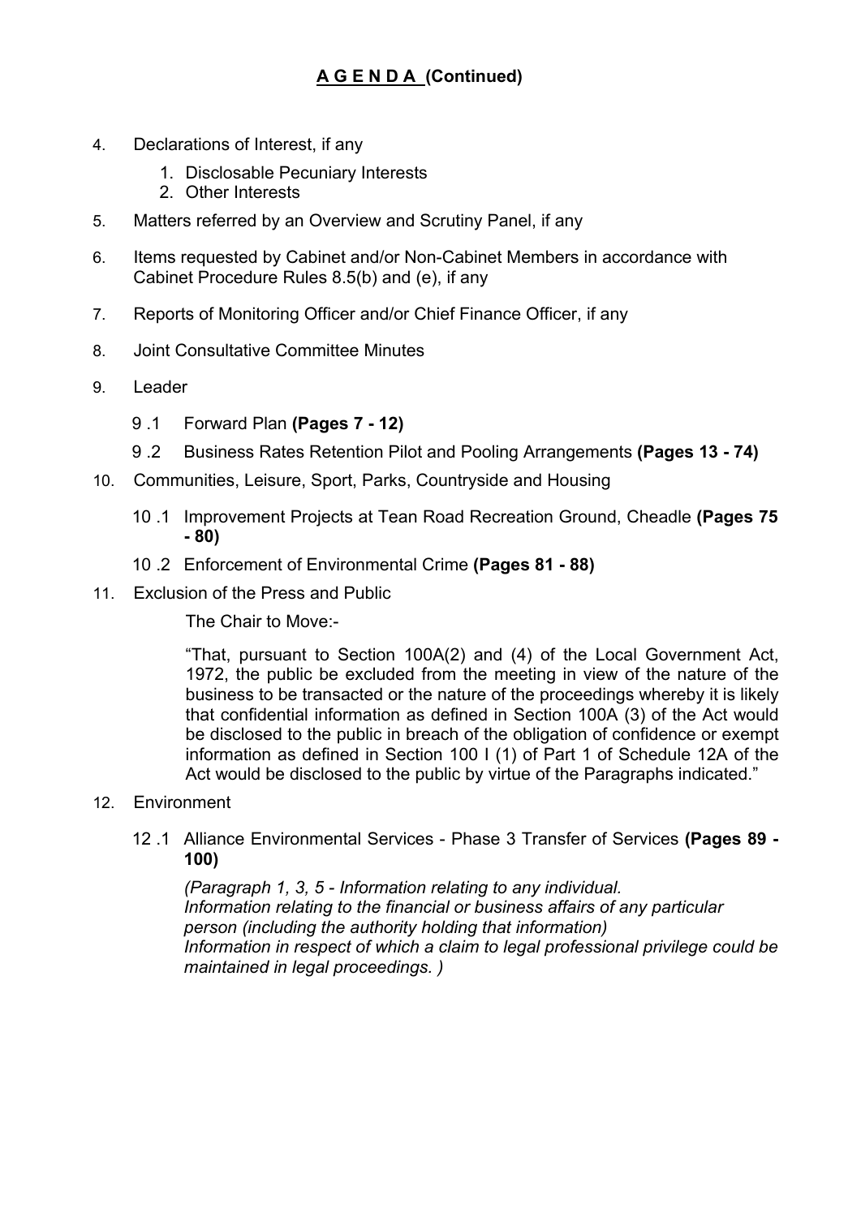## **A G E N D A (Continued)**

4. Declarations of Interest, if any
    1. Disclosable Pecuniary Interests
    2. Other Interests
5. Matters referred by an Overview and Scrutiny Panel, if any
6. Items requested by Cabinet and/or Non-Cabinet Members in accordance with Cabinet Procedure Rules 8.5(b) and (e), if any
7. Reports of Monitoring Officer and/or Chief Finance Officer, if any
8. Joint Consultative Committee Minutes
9. Leader

    9 .1 Forward Plan **(Pages 7 - 12)**

    9 .2 Business Rates Retention Pilot and Pooling Arrangements **(Pages 13 - 74)**

10. Communities, Leisure, Sport, Parks, Countryside and Housing

    10 .1 Improvement Projects at Tean Road Recreation Ground, Cheadle **(Pages 75 - 80)**

    10 .2 Enforcement of Environmental Crime **(Pages 81 - 88)**

11. Exclusion of the Press and Public

    The Chair to Move:-

    "That, pursuant to Section 100A(2) and (4) of the Local Government Act, 1972, the public be excluded from the meeting in view of the nature of the business to be transacted or the nature of the proceedings whereby it is likely that confidential information as defined in Section 100A (3) of the Act would be disclosed to the public in breach of the obligation of confidence or exempt information as defined in Section 100 I (1) of Part 1 of Schedule 12A of the Act would be disclosed to the public by virtue of the Paragraphs indicated."

12. Environment

    12 .1 Alliance Environmental Services - Phase 3 Transfer of Services **(Pages 89 - 100)**

    *(Paragraph 1, 3, 5 - Information relating to any individual.*
    *Information relating to the financial or business affairs of any particular person (including the authority holding that information)*
    *Information in respect of which a claim to legal professional privilege could be maintained in legal proceedings. )*